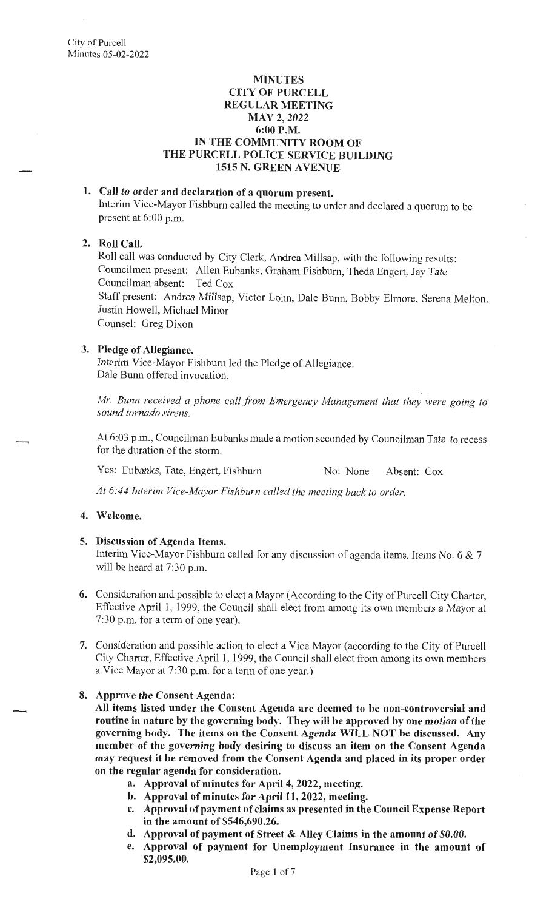# MINUTES
# CITY OF PURCELL
# REGULAR MEETING
# MAY 2, 2022
# 6:00 P.M.
# IN THE COMMUNITY ROOM OF
# THE PURCELL POLICE SERVICE BUILDING
# 1515 N. GREEN AVENUE

1. **Call to order and declaration of a quorum present.**
   Interim Vice-Mayor Fishburn called the meeting to order and declared a quorum to be present at 6:00 p.m.

2. **Roll Call.**
   Roll call was conducted by City Clerk, Andrea Millsap, with the following results:
   Councilmen present: Allen Eubanks, Graham Fishburn, Theda Engert, Jay Tate
   Councilman absent: Ted Cox
   Staff present: Andrea Millsap, Victor Lohn, Dale Bunn, Bobby Elmore, Serena Melton, Justin Howell, Michael Minor
   Counsel: Greg Dixon

3. **Pledge of Allegiance.**
   Interim Vice-Mayor Fishburn led the Pledge of Allegiance.
   Dale Bunn offered invocation.

   *Mr. Bunn received a phone call from Emergency Management that they were going to sound tornado sirens.*

   At 6:03 p.m., Councilman Eubanks made a motion seconded by Councilman Tate to recess for the duration of the storm.

   Yes: Eubanks, Tate, Engert, Fishburn No: None Absent: Cox

   *At 6:44 Interim Vice-Mayor Fishburn called the meeting back to order.*

4. **Welcome.**

5. **Discussion of Agenda Items.**
   Interim Vice-Mayor Fishburn called for any discussion of agenda items. Items No. 6 & 7 will be heard at 7:30 p.m.

6. Consideration and possible to elect a Mayor (According to the City of Purcell City Charter, Effective April 1, 1999, the Council shall elect from among its own members a Mayor at 7:30 p.m. for a term of one year).

7. Consideration and possible action to elect a Vice Mayor (according to the City of Purcell City Charter, Effective April 1, 1999, the Council shall elect from among its own members a Vice Mayor at 7:30 p.m. for a term of one year.)

8. **Approve the Consent Agenda:**
   **All items listed under the Consent Agenda are deemed to be non-controversial and routine in nature by the governing body. They will be approved by one motion of the governing body. The items on the Consent Agenda WILL NOT be discussed. Any member of the governing body desiring to discuss an item on the Consent Agenda may request it be removed from the Consent Agenda and placed in its proper order on the regular agenda for consideration.**
   a. **Approval of minutes for April 4, 2022, meeting.**
   b. **Approval of minutes for April 11, 2022, meeting.**
   c. **Approval of payment of claims as presented in the Council Expense Report in the amount of $546,690.26.**
   d. **Approval of payment of Street & Alley Claims in the amount of $0.00.**
   e. **Approval of payment for Unemployment Insurance in the amount of $2,095.00.**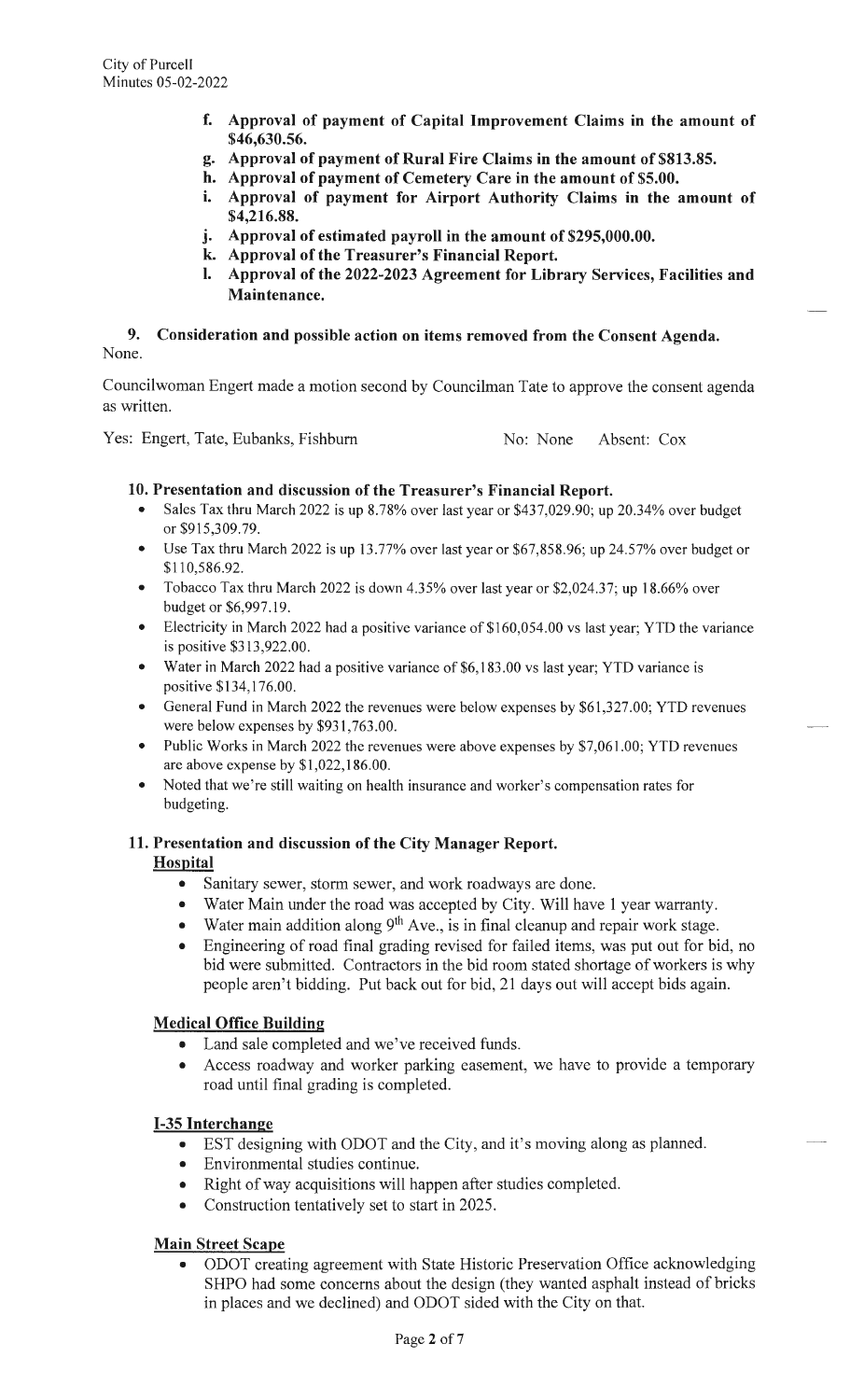- **f. Approval of payment of Capital Improvement Claims in the amount of $46,630.56.**
- **g. Approval of payment of Rural Fire Claims in the amount of $813.85.**
- **h. Approval of payment of Cemetery Care in the amount of $5.00.**
- **i. Approval of payment for Airport Authority Claims in the amount of $4,216.88.**
- **j. Approval of estimated payroll in the amount of $295,000.00.**
- **k. Approval of the Treasurer's Financial Report.**
- **l. Approval of the 2022-2023 Agreement for Library Services, Facilities and Maintenance.**

**9. Consideration and possible action on items removed from the Consent Agenda.**

None.

Councilwoman Engert made a motion second by Councilman Tate to approve the consent agenda as written.

Yes: Engert, Tate, Eubanks, Fishburn  No: None  Absent: Cox

**10. Presentation and discussion of the Treasurer's Financial Report.**

- Sales Tax thru March 2022 is up 8.78% over last year or $437,029.90; up 20.34% over budget or $915,309.79.
- Use Tax thru March 2022 is up 13.77% over last year or $67,858.96; up 24.57% over budget or $110,586.92.
- Tobacco Tax thru March 2022 is down 4.35% over last year or $2,024.37; up 18.66% over budget or $6,997.19.
- Electricity in March 2022 had a positive variance of $160,054.00 vs last year; YTD the variance is positive $313,922.00.
- Water in March 2022 had a positive variance of $6,183.00 vs last year; YTD variance is positive $134,176.00.
- General Fund in March 2022 the revenues were below expenses by $61,327.00; YTD revenues were below expenses by $931,763.00.
- Public Works in March 2022 the revenues were above expenses by $7,061.00; YTD revenues are above expense by $1,022,186.00.
- Noted that we're still waiting on health insurance and worker's compensation rates for budgeting.

**11. Presentation and discussion of the City Manager Report.**

**Hospital**

- Sanitary sewer, storm sewer, and work roadways are done.
- Water Main under the road was accepted by City. Will have 1 year warranty.
- Water main addition along 9th Ave., is in final cleanup and repair work stage.
- Engineering of road final grading revised for failed items, was put out for bid, no bid were submitted. Contractors in the bid room stated shortage of workers is why people aren't bidding. Put back out for bid, 21 days out will accept bids again.

**Medical Office Building**

- Land sale completed and we've received funds.
- Access roadway and worker parking easement, we have to provide a temporary road until final grading is completed.

**I-35 Interchange**

- EST designing with ODOT and the City, and it's moving along as planned.
- Environmental studies continue.
- Right of way acquisitions will happen after studies completed.
- Construction tentatively set to start in 2025.

**Main Street Scape**

- ODOT creating agreement with State Historic Preservation Office acknowledging SHPO had some concerns about the design (they wanted asphalt instead of bricks in places and we declined) and ODOT sided with the City on that.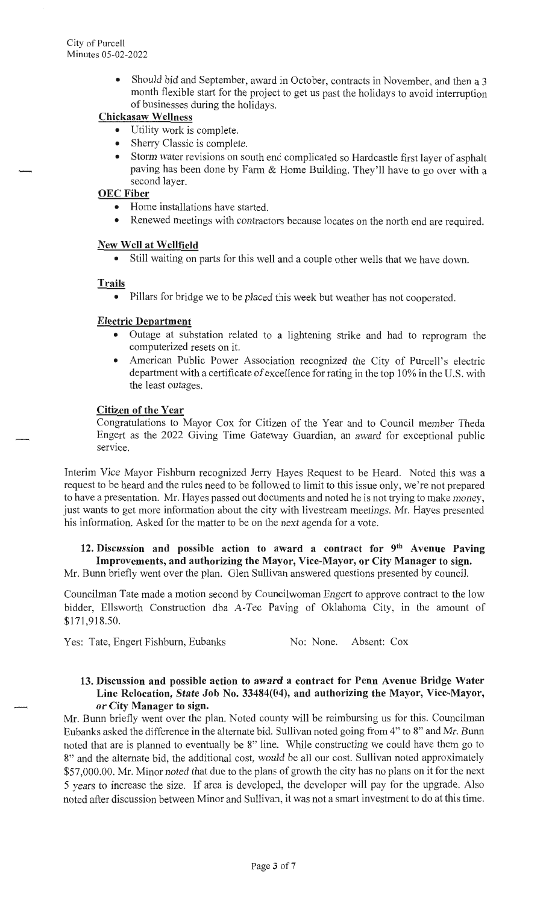- Should bid and September, award in October, contracts in November, and then a 3 month flexible start for the project to get us past the holidays to avoid interruption of businesses during the holidays.

**Chickasaw Wellness**

- Utility work is complete.
- Sherry Classic is complete.
- Storm water revisions on south end complicated so Hardcastle first layer of asphalt paving has been done by Farm & Home Building. They'll have to go over with a second layer.

**OEC Fiber**

- Home installations have started.
- Renewed meetings with contractors because locates on the north end are required.

**New Well at Wellfield**

- Still waiting on parts for this well and a couple other wells that we have down.

**Trails**

- Pillars for bridge we to be placed this week but weather has not cooperated.

**Electric Department**

- Outage at substation related to a lightening strike and had to reprogram the computerized resets on it.
- American Public Power Association recognized the City of Purcell's electric department with a certificate of excellence for rating in the top 10% in the U.S. with the least outages.

**Citizen of the Year**

Congratulations to Mayor Cox for Citizen of the Year and to Council member Theda Engert as the 2022 Giving Time Gateway Guardian, an award for exceptional public service.

Interim Vice Mayor Fishburn recognized Jerry Hayes Request to be Heard. Noted this was a request to be heard and the rules need to be followed to limit to this issue only, we're not prepared to have a presentation. Mr. Hayes passed out documents and noted he is not trying to make money, just wants to get more information about the city with livestream meetings. Mr. Hayes presented his information. Asked for the matter to be on the next agenda for a vote.

**12. Discussion and possible action to award a contract for 9th Avenue Paving Improvements, and authorizing the Mayor, Vice-Mayor, or City Manager to sign.**

Mr. Bunn briefly went over the plan. Glen Sullivan answered questions presented by council.

Councilman Tate made a motion second by Councilwoman Engert to approve contract to the low bidder, Ellsworth Construction dba A-Tec Paving of Oklahoma City, in the amount of $171,918.50.

Yes: Tate, Engert Fishburn, Eubanks No: None. Absent: Cox

**13. Discussion and possible action to award a contract for Penn Avenue Bridge Water Line Relocation, State Job No. 33484(04), and authorizing the Mayor, Vice-Mayor, or City Manager to sign.**

Mr. Bunn briefly went over the plan. Noted county will be reimbursing us for this. Councilman Eubanks asked the difference in the alternate bid. Sullivan noted going from 4" to 8" and Mr. Bunn noted that are is planned to eventually be 8" line. While constructing we could have them go to 8" and the alternate bid, the additional cost, would be all our cost. Sullivan noted approximately $57,000.00. Mr. Minor noted that due to the plans of growth the city has no plans on it for the next 5 years to increase the size. If area is developed, the developer will pay for the upgrade. Also noted after discussion between Minor and Sullivan, it was not a smart investment to do at this time.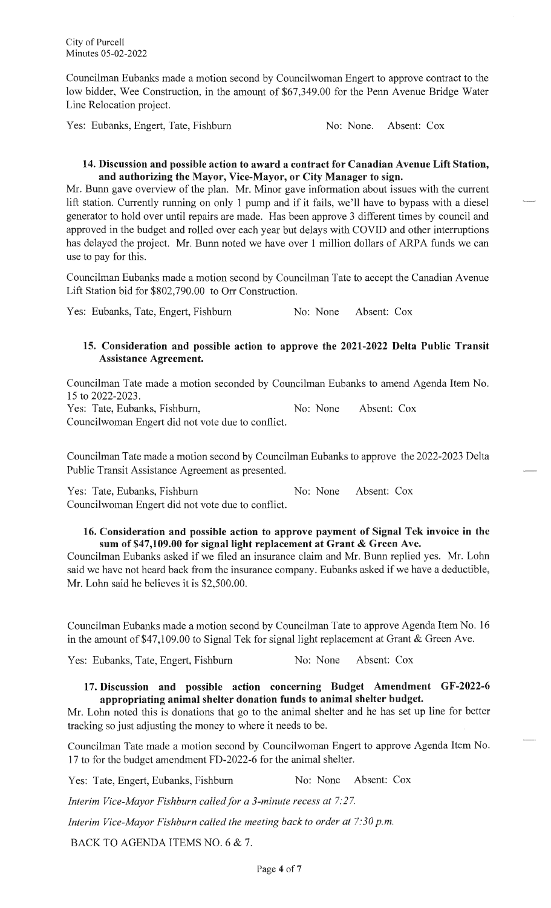Councilman Eubanks made a motion second by Councilwoman Engert to approve contract to the low bidder, Wee Construction, in the amount of $67,349.00 for the Penn Avenue Bridge Water Line Relocation project.

Yes: Eubanks, Engert, Tate, Fishburn No: None. Absent: Cox

**14. Discussion and possible action to award a contract for Canadian Avenue Lift Station, and authorizing the Mayor, Vice-Mayor, or City Manager to sign.**

Mr. Bunn gave overview of the plan. Mr. Minor gave information about issues with the current lift station. Currently running on only 1 pump and if it fails, we'll have to bypass with a diesel generator to hold over until repairs are made. Has been approve 3 different times by council and approved in the budget and rolled over each year but delays with COVID and other interruptions has delayed the project. Mr. Bunn noted we have over 1 million dollars of ARPA funds we can use to pay for this.

Councilman Eubanks made a motion second by Councilman Tate to accept the Canadian Avenue Lift Station bid for $802,790.00 to Orr Construction.

Yes: Eubanks, Tate, Engert, Fishburn No: None Absent: Cox

**15. Consideration and possible action to approve the 2021-2022 Delta Public Transit Assistance Agreement.**

Councilman Tate made a motion seconded by Councilman Eubanks to amend Agenda Item No. 15 to 2022-2023.

Yes: Tate, Eubanks, Fishburn, No: None Absent: Cox

Councilwoman Engert did not vote due to conflict.

Councilman Tate made a motion second by Councilman Eubanks to approve the 2022-2023 Delta Public Transit Assistance Agreement as presented.

Yes: Tate, Eubanks, Fishburn No: None Absent: Cox

Councilwoman Engert did not vote due to conflict.

**16. Consideration and possible action to approve payment of Signal Tek invoice in the sum of $47,109.00 for signal light replacement at Grant & Green Ave.**

Councilman Eubanks asked if we filed an insurance claim and Mr. Bunn replied yes. Mr. Lohn said we have not heard back from the insurance company. Eubanks asked if we have a deductible, Mr. Lohn said he believes it is $2,500.00.

Councilman Eubanks made a motion second by Councilman Tate to approve Agenda Item No. 16 in the amount of $47,109.00 to Signal Tek for signal light replacement at Grant & Green Ave.

Yes: Eubanks, Tate, Engert, Fishburn No: None Absent: Cox

**17. Discussion and possible action concerning Budget Amendment GF-2022-6 appropriating animal shelter donation funds to animal shelter budget.**

Mr. Lohn noted this is donations that go to the animal shelter and he has set up line for better tracking so just adjusting the money to where it needs to be.

Councilman Tate made a motion second by Councilwoman Engert to approve Agenda Item No. 17 to for the budget amendment FD-2022-6 for the animal shelter.

Yes: Tate, Engert, Eubanks, Fishburn No: None Absent: Cox

*Interim Vice-Mayor Fishburn called for a 3-minute recess at 7:27.*

*Interim Vice-Mayor Fishburn called the meeting back to order at 7:30 p.m.*

BACK TO AGENDA ITEMS NO. 6 & 7.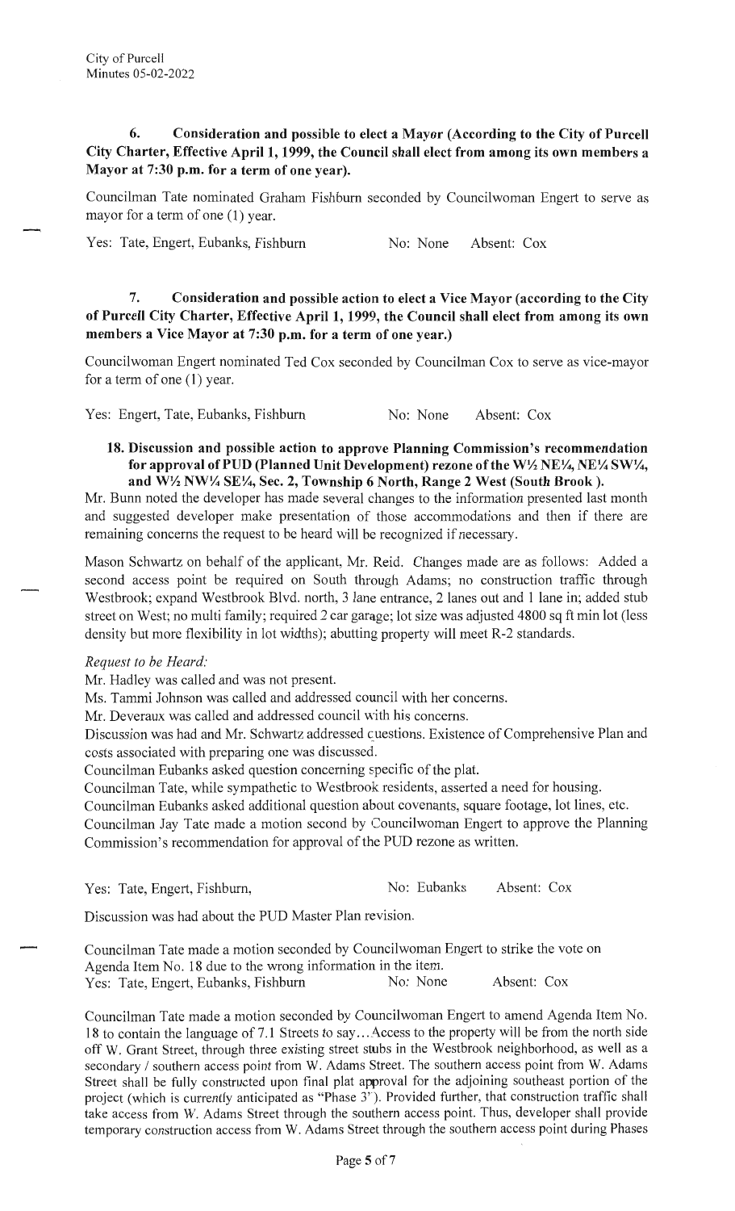City of Purcell
Minutes 05-02-2022

**6. Consideration and possible to elect a Mayor (According to the City of Purcell City Charter, Effective April 1, 1999, the Council shall elect from among its own members a Mayor at 7:30 p.m. for a term of one year).**

Councilman Tate nominated Graham Fishburn seconded by Councilwoman Engert to serve as mayor for a term of one (1) year.

Yes: Tate, Engert, Eubanks, Fishburn     No: None     Absent: Cox

**7. Consideration and possible action to elect a Vice Mayor (according to the City of Purcell City Charter, Effective April 1, 1999, the Council shall elect from among its own members a Vice Mayor at 7:30 p.m. for a term of one year.)**

Councilwoman Engert nominated Ted Cox seconded by Councilman Cox to serve as vice-mayor for a term of one (1) year.

Yes: Engert, Tate, Eubanks, Fishburn     No: None     Absent: Cox

**18. Discussion and possible action to approve Planning Commission's recommendation for approval of PUD (Planned Unit Development) rezone of the W½ NE¼, NE¼ SW¼, and W½ NW¼ SE¼, Sec. 2, Township 6 North, Range 2 West (South Brook ).**

Mr. Bunn noted the developer has made several changes to the information presented last month and suggested developer make presentation of those accommodations and then if there are remaining concerns the request to be heard will be recognized if necessary.

Mason Schwartz on behalf of the applicant, Mr. Reid. Changes made are as follows: Added a second access point be required on South through Adams; no construction traffic through Westbrook; expand Westbrook Blvd. north, 3 lane entrance, 2 lanes out and 1 lane in; added stub street on West; no multi family; required 2 car garage; lot size was adjusted 4800 sq ft min lot (less density but more flexibility in lot widths); abutting property will meet R-2 standards.

*Request to be Heard:*

Mr. Hadley was called and was not present.
Ms. Tammi Johnson was called and addressed council with her concerns.
Mr. Deveraux was called and addressed council with his concerns.
Discussion was had and Mr. Schwartz addressed questions. Existence of Comprehensive Plan and costs associated with preparing one was discussed.
Councilman Eubanks asked question concerning specific of the plat.
Councilman Tate, while sympathetic to Westbrook residents, asserted a need for housing.
Councilman Eubanks asked additional question about covenants, square footage, lot lines, etc.
Councilman Jay Tate made a motion second by Councilwoman Engert to approve the Planning Commission's recommendation for approval of the PUD rezone as written.

Yes: Tate, Engert, Fishburn,     No: Eubanks     Absent: Cox

Discussion was had about the PUD Master Plan revision.

Councilman Tate made a motion seconded by Councilwoman Engert to strike the vote on Agenda Item No. 18 due to the wrong information in the item.
Yes: Tate, Engert, Eubanks, Fishburn     No: None     Absent: Cox

Councilman Tate made a motion seconded by Councilwoman Engert to amend Agenda Item No. 18 to contain the language of 7.1 Streets to say…Access to the property will be from the north side off W. Grant Street, through three existing street stubs in the Westbrook neighborhood, as well as a secondary / southern access point from W. Adams Street. The southern access point from W. Adams Street shall be fully constructed upon final plat approval for the adjoining southeast portion of the project (which is currently anticipated as "Phase 3"). Provided further, that construction traffic shall take access from W. Adams Street through the southern access point. Thus, developer shall provide temporary construction access from W. Adams Street through the southern access point during Phases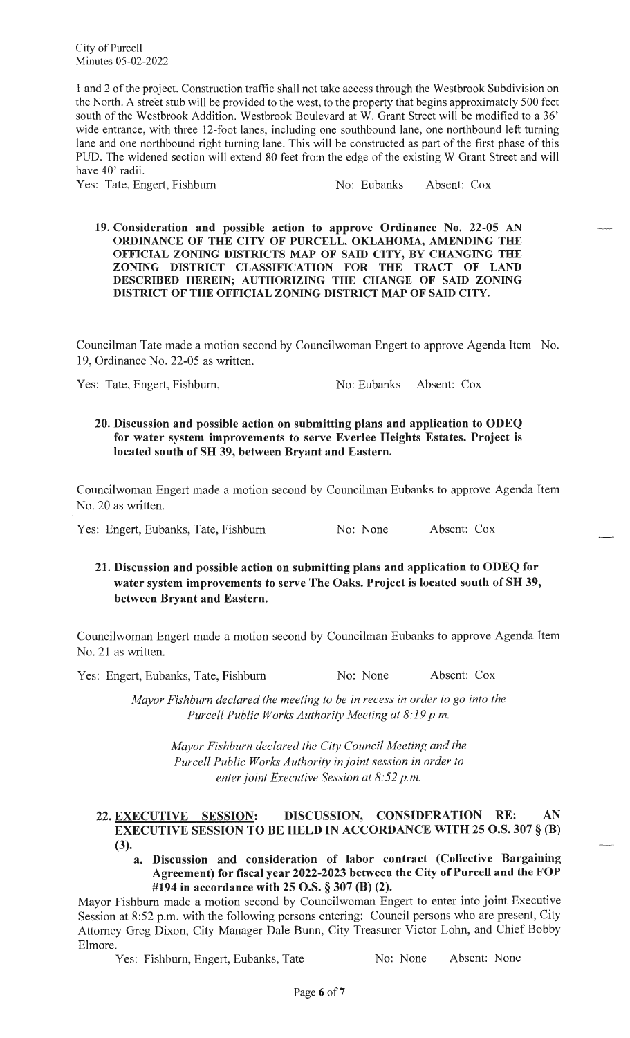1 and 2 of the project. Construction traffic shall not take access through the Westbrook Subdivision on the North. A street stub will be provided to the west, to the property that begins approximately 500 feet south of the Westbrook Addition. Westbrook Boulevard at W. Grant Street will be modified to a 36' wide entrance, with three 12-foot lanes, including one southbound lane, one northbound left turning lane and one northbound right turning lane. This will be constructed as part of the first phase of this PUD. The widened section will extend 80 feet from the edge of the existing W Grant Street and will have 40' radii.

Yes: Tate, Engert, Fishburn No: Eubanks Absent: Cox

**19. Consideration and possible action to approve Ordinance No. 22-05 AN ORDINANCE OF THE CITY OF PURCELL, OKLAHOMA, AMENDING THE OFFICIAL ZONING DISTRICTS MAP OF SAID CITY, BY CHANGING THE ZONING DISTRICT CLASSIFICATION FOR THE TRACT OF LAND DESCRIBED HEREIN; AUTHORIZING THE CHANGE OF SAID ZONING DISTRICT OF THE OFFICIAL ZONING DISTRICT MAP OF SAID CITY.**

Councilman Tate made a motion second by Councilwoman Engert to approve Agenda Item No. 19, Ordinance No. 22-05 as written.

Yes: Tate, Engert, Fishburn, No: Eubanks Absent: Cox

**20. Discussion and possible action on submitting plans and application to ODEQ for water system improvements to serve Everlee Heights Estates. Project is located south of SH 39, between Bryant and Eastern.**

Councilwoman Engert made a motion second by Councilman Eubanks to approve Agenda Item No. 20 as written.

Yes: Engert, Eubanks, Tate, Fishburn No: None Absent: Cox

**21. Discussion and possible action on submitting plans and application to ODEQ for water system improvements to serve The Oaks. Project is located south of SH 39, between Bryant and Eastern.**

Councilwoman Engert made a motion second by Councilman Eubanks to approve Agenda Item No. 21 as written.

Yes: Engert, Eubanks, Tate, Fishburn No: None Absent: Cox

*Mayor Fishburn declared the meeting to be in recess in order to go into the Purcell Public Works Authority Meeting at 8:19 p.m.*

*Mayor Fishburn declared the City Council Meeting and the Purcell Public Works Authority in joint session in order to enter joint Executive Session at 8:52 p.m.*

**22. EXECUTIVE SESSION: DISCUSSION, CONSIDERATION RE: AN EXECUTIVE SESSION TO BE HELD IN ACCORDANCE WITH 25 O.S. 307 § (B) (3).**

**a. Discussion and consideration of labor contract (Collective Bargaining Agreement) for fiscal year 2022-2023 between the City of Purcell and the FOP #194 in accordance with 25 O.S. § 307 (B) (2).**

Mayor Fishburn made a motion second by Councilwoman Engert to enter into joint Executive Session at 8:52 p.m. with the following persons entering: Council persons who are present, City Attorney Greg Dixon, City Manager Dale Bunn, City Treasurer Victor Lohn, and Chief Bobby Elmore.

Yes: Fishburn, Engert, Eubanks, Tate No: None Absent: None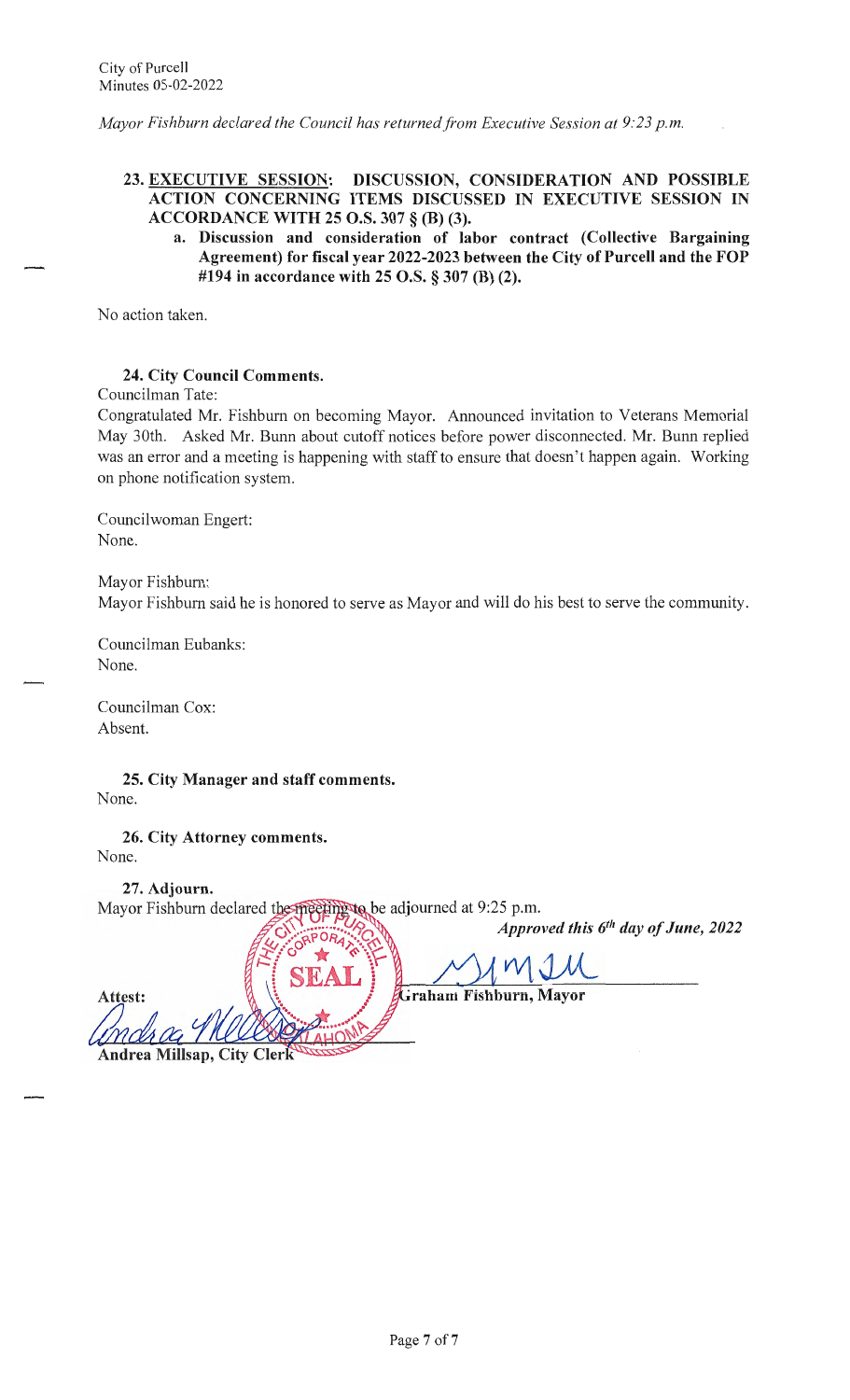City of Purcell
Minutes 05-02-2022

*Mayor Fishburn declared the Council has returned from Executive Session at 9:23 p.m.*

**23. EXECUTIVE SESSION: DISCUSSION, CONSIDERATION AND POSSIBLE ACTION CONCERNING ITEMS DISCUSSED IN EXECUTIVE SESSION IN ACCORDANCE WITH 25 O.S. 307 § (B) (3).**

**a. Discussion and consideration of labor contract (Collective Bargaining Agreement) for fiscal year 2022-2023 between the City of Purcell and the FOP #194 in accordance with 25 O.S. § 307 (B) (2).**

No action taken.

**24. City Council Comments.**

Councilman Tate:
Congratulated Mr. Fishburn on becoming Mayor. Announced invitation to Veterans Memorial May 30th. Asked Mr. Bunn about cutoff notices before power disconnected. Mr. Bunn replied was an error and a meeting is happening with staff to ensure that doesn't happen again. Working on phone notification system.

Councilwoman Engert:
None.

Mayor Fishburn:
Mayor Fishburn said he is honored to serve as Mayor and will do his best to serve the community.

Councilman Eubanks:
None.

Councilman Cox:
Absent.

**25. City Manager and staff comments.**
None.

**26. City Attorney comments.**
None.

**27. Adjourn.**
Mayor Fishburn declared the meeting to be adjourned at 9:25 p.m.

*Approved this 6th day of June, 2022*

**Graham Fishburn, Mayor**

Attest:

**Andrea Millsap, City Clerk**

SEAL — THE CITY OF PURCELL CORPORATE, OKLAHOMA